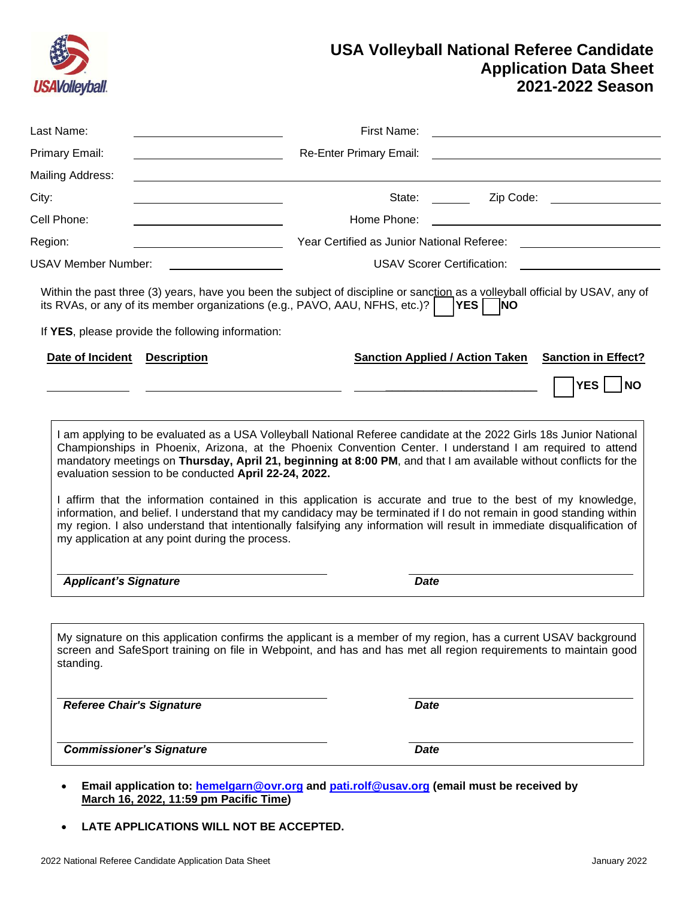# USA Volleyball National Referee Candidate Application Data Sheet 2021-2022 Season

Last Name: ____________________ First Name: ____________________

Primary Email: ____________________ Re-Enter Primary Email: ____________________

Mailing Address: ________________________________________

City: ____________________ State: ______ Zip Code: ____________

Cell Phone: ____________________ Home Phone: ____________________

Region: ____________________ Year Certified as Junior National Referee: ____________________

USAV Member Number: ____________________ USAV Scorer Certification: ____________________

Within the past three (3) years, have you been the subject of discipline or sanction as a volleyball official by USAV, any of its RVAs, or any of its member organizations (e.g., PAVO, AAU, NFHS, etc.)? ☐ **YES** ☐ **NO**

If **YES**, please provide the following information:

| Date of Incident | Description | Sanction Applied / Action Taken | Sanction in Effect? |
|---|---|---|---|
| | | | ☐ YES ☐ NO |

I am applying to be evaluated as a USA Volleyball National Referee candidate at the 2022 Girls 18s Junior National Championships in Phoenix, Arizona, at the Phoenix Convention Center. I understand I am required to attend mandatory meetings on **Thursday, April 21, beginning at 8:00 PM**, and that I am available without conflicts for the evaluation session to be conducted **April 22-24, 2022.**

I affirm that the information contained in this application is accurate and true to the best of my knowledge, information, and belief. I understand that my candidacy may be terminated if I do not remain in good standing within my region. I also understand that intentionally falsifying any information will result in immediate disqualification of my application at any point during the process.

____________________ ____________________

***Applicant's Signature*** ***Date***

My signature on this application confirms the applicant is a member of my region, has a current USAV background screen and SafeSport training on file in Webpoint, and has and has met all region requirements to maintain good standing.

____________________ ____________________

***Referee Chair's Signature*** ***Date***

____________________ ____________________

***Commissioner's Signature*** ***Date***

- **Email application to: hemelgarn@ovr.org and pati.rolf@usav.org (email must be received by March 16, 2022, 11:59 pm Pacific Time)**
- **LATE APPLICATIONS WILL NOT BE ACCEPTED.**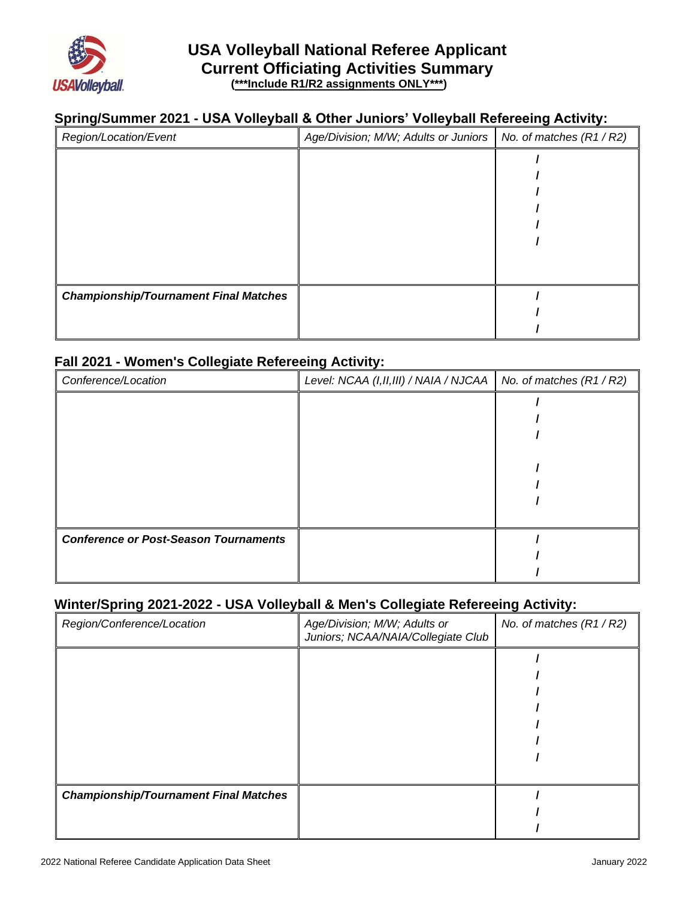# USA Volleyball National Referee Applicant
## Current Officiating Activities Summary
**(\*\*\*Include R1/R2 assignments ONLY\*\*\*)**

### Spring/Summer 2021 - USA Volleyball & Other Juniors' Volleyball Refereeing Activity:

| *Region/Location/Event* | *Age/Division; M/W; Adults or Juniors* | *No. of matches (R1 / R2)* |
|---|---|---|
| | | / |
| | | / |
| | | / |
| | | / |
| | | / |
| | | / |
| ***Championship/Tournament Final Matches*** | | / |
| | | / |
| | | / |

### Fall 2021 - Women's Collegiate Refereeing Activity:

| *Conference/Location* | *Level: NCAA (I,II,III) / NAIA / NJCAA* | *No. of matches (R1 / R2)* |
|---|---|---|
| | | / |
| | | / |
| | | / |
| | | / |
| | | / |
| | | / |
| ***Conference or Post-Season Tournaments*** | | / |
| | | / |
| | | / |

### Winter/Spring 2021-2022 - USA Volleyball & Men's Collegiate Refereeing Activity:

| *Region/Conference/Location* | *Age/Division; M/W; Adults or Juniors; NCAA/NAIA/Collegiate Club* | *No. of matches (R1 / R2)* |
|---|---|---|
| | | / |
| | | / |
| | | / |
| | | / |
| | | / |
| | | / |
| | | / |
| ***Championship/Tournament Final Matches*** | | / |
| | | / |
| | | / |